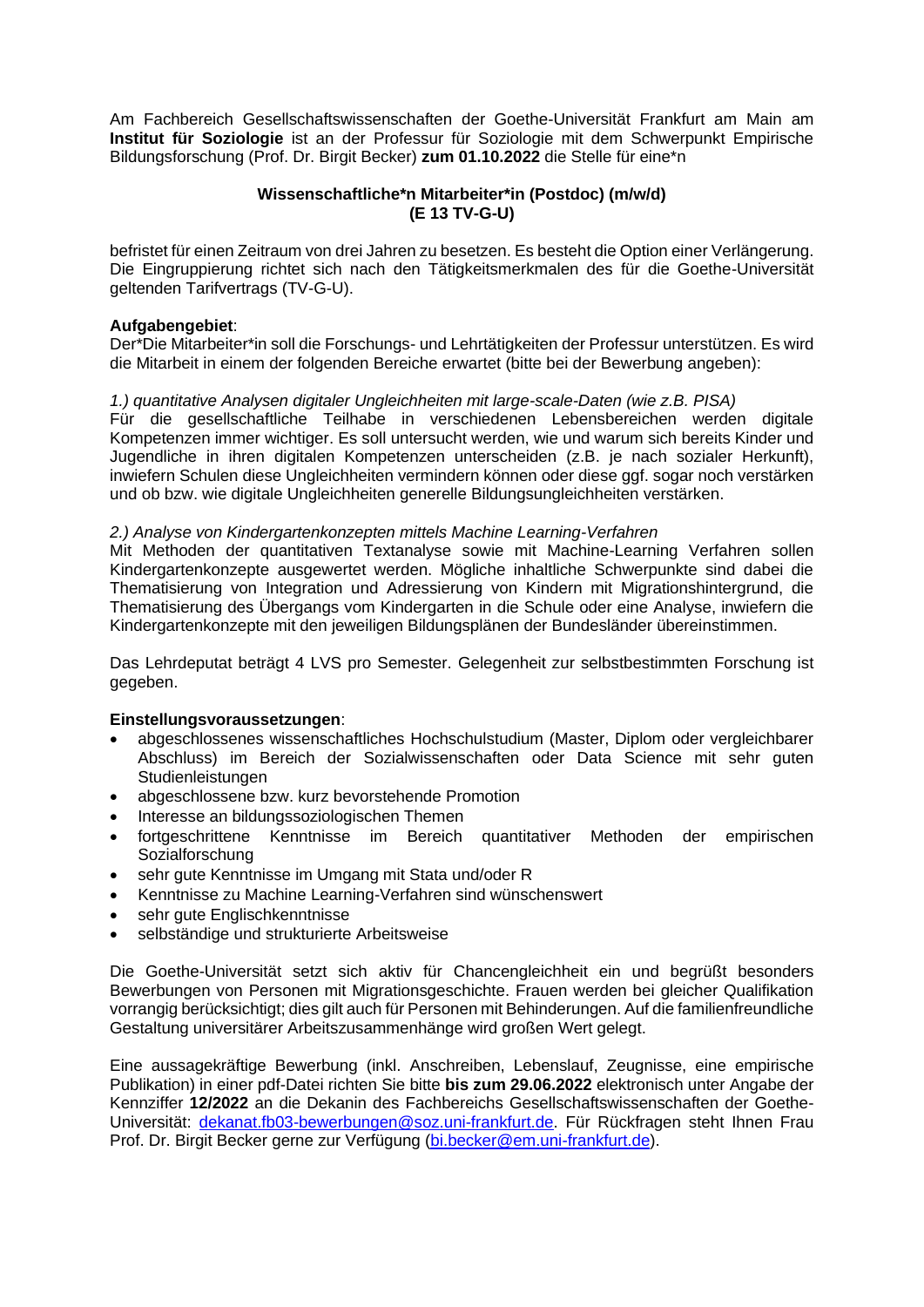Am Fachbereich Gesellschaftswissenschaften der Goethe-Universität Frankfurt am Main am **Institut für Soziologie** ist an der Professur für Soziologie mit dem Schwerpunkt Empirische Bildungsforschung (Prof. Dr. Birgit Becker) **zum 01.10.2022** die Stelle für eine*n

**Wissenschaftliche*n Mitarbeiter*in (Postdoc) (m/w/d)**
**(E 13 TV-G-U)**

befristet für einen Zeitraum von drei Jahren zu besetzen. Es besteht die Option einer Verlängerung. Die Eingruppierung richtet sich nach den Tätigkeitsmerkmalen des für die Goethe-Universität geltenden Tarifvertrags (TV-G-U).

**Aufgabengebiet**:
Der*Die Mitarbeiter*in soll die Forschungs- und Lehrtätigkeiten der Professur unterstützen. Es wird die Mitarbeit in einem der folgenden Bereiche erwartet (bitte bei der Bewerbung angeben):

*1.) quantitative Analysen digitaler Ungleichheiten mit large-scale-Daten (wie z.B. PISA)*
Für die gesellschaftliche Teilhabe in verschiedenen Lebensbereichen werden digitale Kompetenzen immer wichtiger. Es soll untersucht werden, wie und warum sich bereits Kinder und Jugendliche in ihren digitalen Kompetenzen unterscheiden (z.B. je nach sozialer Herkunft), inwiefern Schulen diese Ungleichheiten vermindern können oder diese ggf. sogar noch verstärken und ob bzw. wie digitale Ungleichheiten generelle Bildungsungleichheiten verstärken.

*2.) Analyse von Kindergartenkonzepten mittels Machine Learning-Verfahren*
Mit Methoden der quantitativen Textanalyse sowie mit Machine-Learning Verfahren sollen Kindergartenkonzepte ausgewertet werden. Mögliche inhaltliche Schwerpunkte sind dabei die Thematisierung von Integration und Adressierung von Kindern mit Migrationshintergrund, die Thematisierung des Übergangs vom Kindergarten in die Schule oder eine Analyse, inwiefern die Kindergartenkonzepte mit den jeweiligen Bildungsplänen der Bundesländer übereinstimmen.

Das Lehrdeputat beträgt 4 LVS pro Semester. Gelegenheit zur selbstbestimmten Forschung ist gegeben.

**Einstellungsvoraussetzungen**:

- abgeschlossenes wissenschaftliches Hochschulstudium (Master, Diplom oder vergleichbarer Abschluss) im Bereich der Sozialwissenschaften oder Data Science mit sehr guten Studienleistungen
- abgeschlossene bzw. kurz bevorstehende Promotion
- Interesse an bildungssoziologischen Themen
- fortgeschrittene Kenntnisse im Bereich quantitativer Methoden der empirischen Sozialforschung
- sehr gute Kenntnisse im Umgang mit Stata und/oder R
- Kenntnisse zu Machine Learning-Verfahren sind wünschenswert
- sehr gute Englischkenntnisse
- selbständige und strukturierte Arbeitsweise

Die Goethe-Universität setzt sich aktiv für Chancengleichheit ein und begrüßt besonders Bewerbungen von Personen mit Migrationsgeschichte. Frauen werden bei gleicher Qualifikation vorrangig berücksichtigt; dies gilt auch für Personen mit Behinderungen. Auf die familienfreundliche Gestaltung universitärer Arbeitszusammenhänge wird großen Wert gelegt.

Eine aussagekräftige Bewerbung (inkl. Anschreiben, Lebenslauf, Zeugnisse, eine empirische Publikation) in einer pdf-Datei richten Sie bitte **bis zum 29.06.2022** elektronisch unter Angabe der Kennziffer **12/2022** an die Dekanin des Fachbereichs Gesellschaftswissenschaften der Goethe-Universität: dekanat.fb03-bewerbungen@soz.uni-frankfurt.de. Für Rückfragen steht Ihnen Frau Prof. Dr. Birgit Becker gerne zur Verfügung (bi.becker@em.uni-frankfurt.de).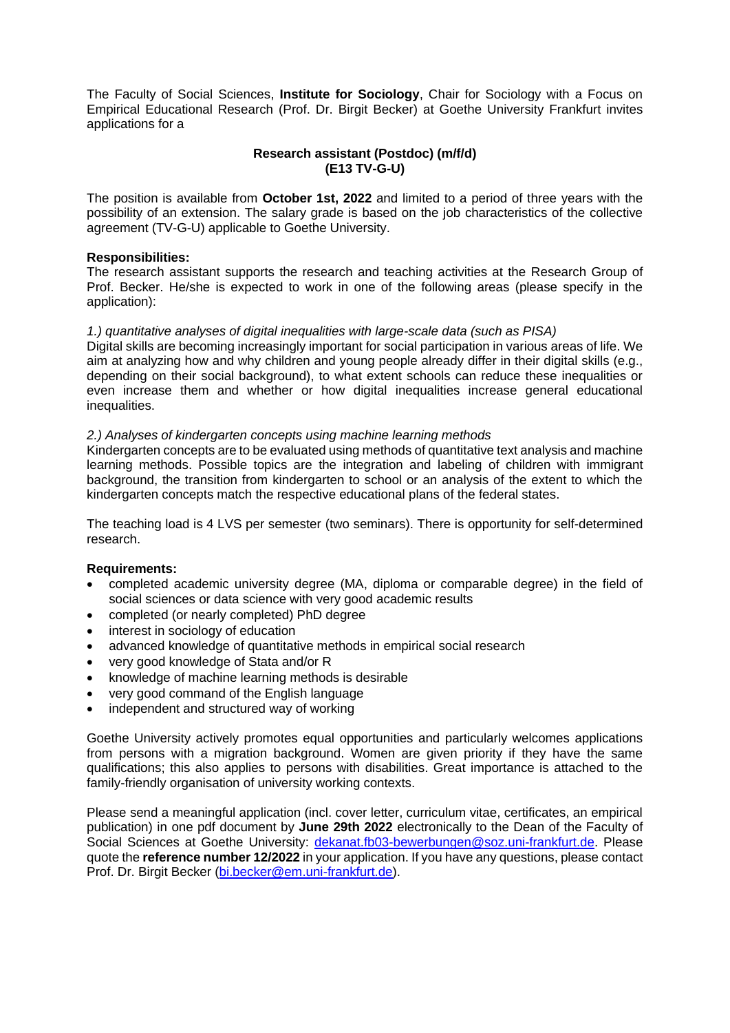The Faculty of Social Sciences, **Institute for Sociology**, Chair for Sociology with a Focus on Empirical Educational Research (Prof. Dr. Birgit Becker) at Goethe University Frankfurt invites applications for a

**Research assistant (Postdoc) (m/f/d)**
**(E13 TV-G-U)**

The position is available from **October 1st, 2022** and limited to a period of three years with the possibility of an extension. The salary grade is based on the job characteristics of the collective agreement (TV-G-U) applicable to Goethe University.

**Responsibilities:**
The research assistant supports the research and teaching activities at the Research Group of Prof. Becker. He/she is expected to work in one of the following areas (please specify in the application):

*1.) quantitative analyses of digital inequalities with large-scale data (such as PISA)*
Digital skills are becoming increasingly important for social participation in various areas of life. We aim at analyzing how and why children and young people already differ in their digital skills (e.g., depending on their social background), to what extent schools can reduce these inequalities or even increase them and whether or how digital inequalities increase general educational inequalities.

*2.) Analyses of kindergarten concepts using machine learning methods*
Kindergarten concepts are to be evaluated using methods of quantitative text analysis and machine learning methods. Possible topics are the integration and labeling of children with immigrant background, the transition from kindergarten to school or an analysis of the extent to which the kindergarten concepts match the respective educational plans of the federal states.

The teaching load is 4 LVS per semester (two seminars). There is opportunity for self-determined research.

**Requirements:**
- completed academic university degree (MA, diploma or comparable degree) in the field of social sciences or data science with very good academic results
- completed (or nearly completed) PhD degree
- interest in sociology of education
- advanced knowledge of quantitative methods in empirical social research
- very good knowledge of Stata and/or R
- knowledge of machine learning methods is desirable
- very good command of the English language
- independent and structured way of working

Goethe University actively promotes equal opportunities and particularly welcomes applications from persons with a migration background. Women are given priority if they have the same qualifications; this also applies to persons with disabilities. Great importance is attached to the family-friendly organisation of university working contexts.

Please send a meaningful application (incl. cover letter, curriculum vitae, certificates, an empirical publication) in one pdf document by **June 29th 2022** electronically to the Dean of the Faculty of Social Sciences at Goethe University: dekanat.fb03-bewerbungen@soz.uni-frankfurt.de. Please quote the **reference number 12/2022** in your application. If you have any questions, please contact Prof. Dr. Birgit Becker (bi.becker@em.uni-frankfurt.de).